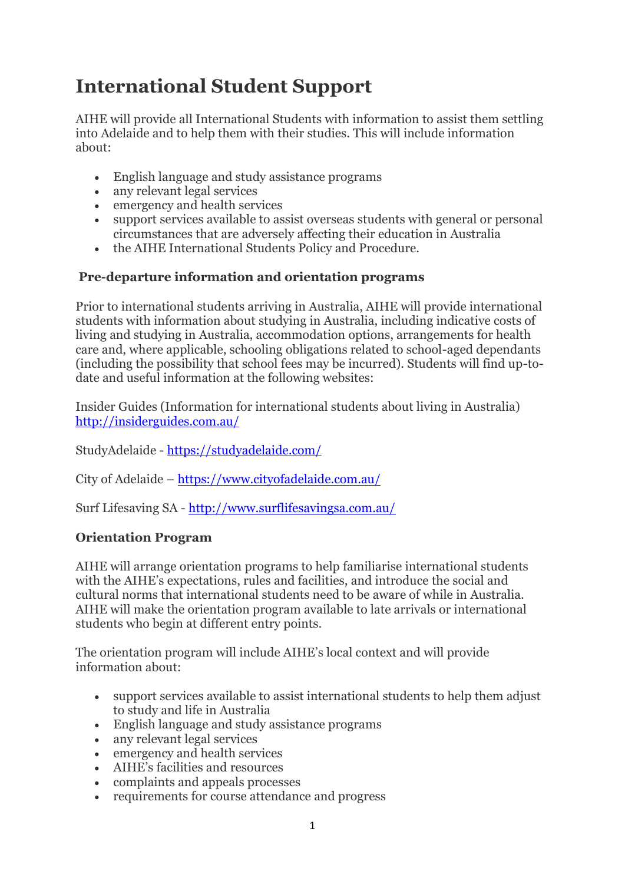# International Student Support

AIHE will provide all International Students with information to assist them settling into Adelaide and to help them with their studies. This will include information about:

- English language and study assistance programs
- any relevant legal services
- emergency and health services
- support services available to assist overseas students with general or personal circumstances that are adversely affecting their education in Australia
- the AIHE International Students Policy and Procedure.

### Pre-departure information and orientation programs

Prior to international students arriving in Australia, AIHE will provide international students with information about studying in Australia, including indicative costs of living and studying in Australia, accommodation options, arrangements for health care and, where applicable, schooling obligations related to school-aged dependants (including the possibility that school fees may be incurred). Students will find up-to-date and useful information at the following websites:

Insider Guides (Information for international students about living in Australia) http://insiderguides.com.au/

StudyAdelaide - https://studyadelaide.com/

City of Adelaide – https://www.cityofadelaide.com.au/

Surf Lifesaving SA - http://www.surflifesavingsa.com.au/

### Orientation Program

AIHE will arrange orientation programs to help familiarise international students with the AIHE's expectations, rules and facilities, and introduce the social and cultural norms that international students need to be aware of while in Australia. AIHE will make the orientation program available to late arrivals or international students who begin at different entry points.

The orientation program will include AIHE's local context and will provide information about:

- support services available to assist international students to help them adjust to study and life in Australia
- English language and study assistance programs
- any relevant legal services
- emergency and health services
- AIHE's facilities and resources
- complaints and appeals processes
- requirements for course attendance and progress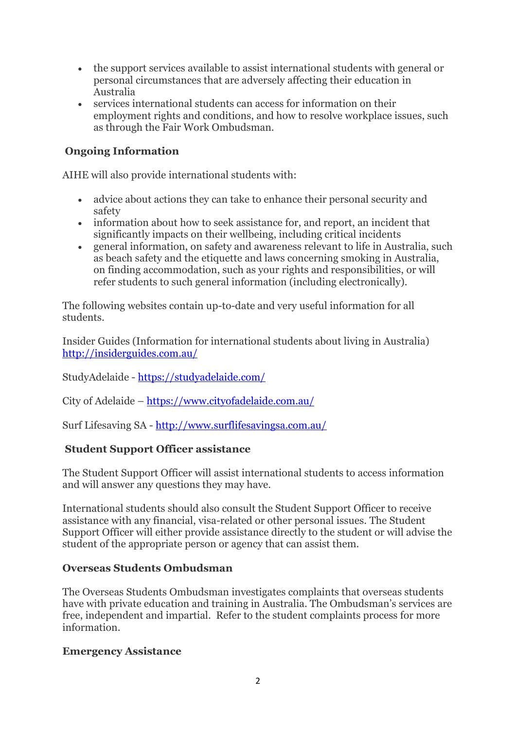- the support services available to assist international students with general or personal circumstances that are adversely affecting their education in Australia
- services international students can access for information on their employment rights and conditions, and how to resolve workplace issues, such as through the Fair Work Ombudsman.

## Ongoing Information

AIHE will also provide international students with:

- advice about actions they can take to enhance their personal security and safety
- information about how to seek assistance for, and report, an incident that significantly impacts on their wellbeing, including critical incidents
- general information, on safety and awareness relevant to life in Australia, such as beach safety and the etiquette and laws concerning smoking in Australia, on finding accommodation, such as your rights and responsibilities, or will refer students to such general information (including electronically).

The following websites contain up-to-date and very useful information for all students.

Insider Guides (Information for international students about living in Australia) [http://insiderguides.com.au/](http://insiderguides.com.au/)

StudyAdelaide - [https://studyadelaide.com/](https://studyadelaide.com/)

City of Adelaide – [https://www.cityofadelaide.com.au/](https://www.cityofadelaide.com.au/)

Surf Lifesaving SA - [http://www.surflifesavingsa.com.au/](http://www.surflifesavingsa.com.au/)

## Student Support Officer assistance

The Student Support Officer will assist international students to access information and will answer any questions they may have.

International students should also consult the Student Support Officer to receive assistance with any financial, visa-related or other personal issues. The Student Support Officer will either provide assistance directly to the student or will advise the student of the appropriate person or agency that can assist them.

## Overseas Students Ombudsman

The Overseas Students Ombudsman investigates complaints that overseas students have with private education and training in Australia. The Ombudsman's services are free, independent and impartial. Refer to the student complaints process for more information.

## Emergency Assistance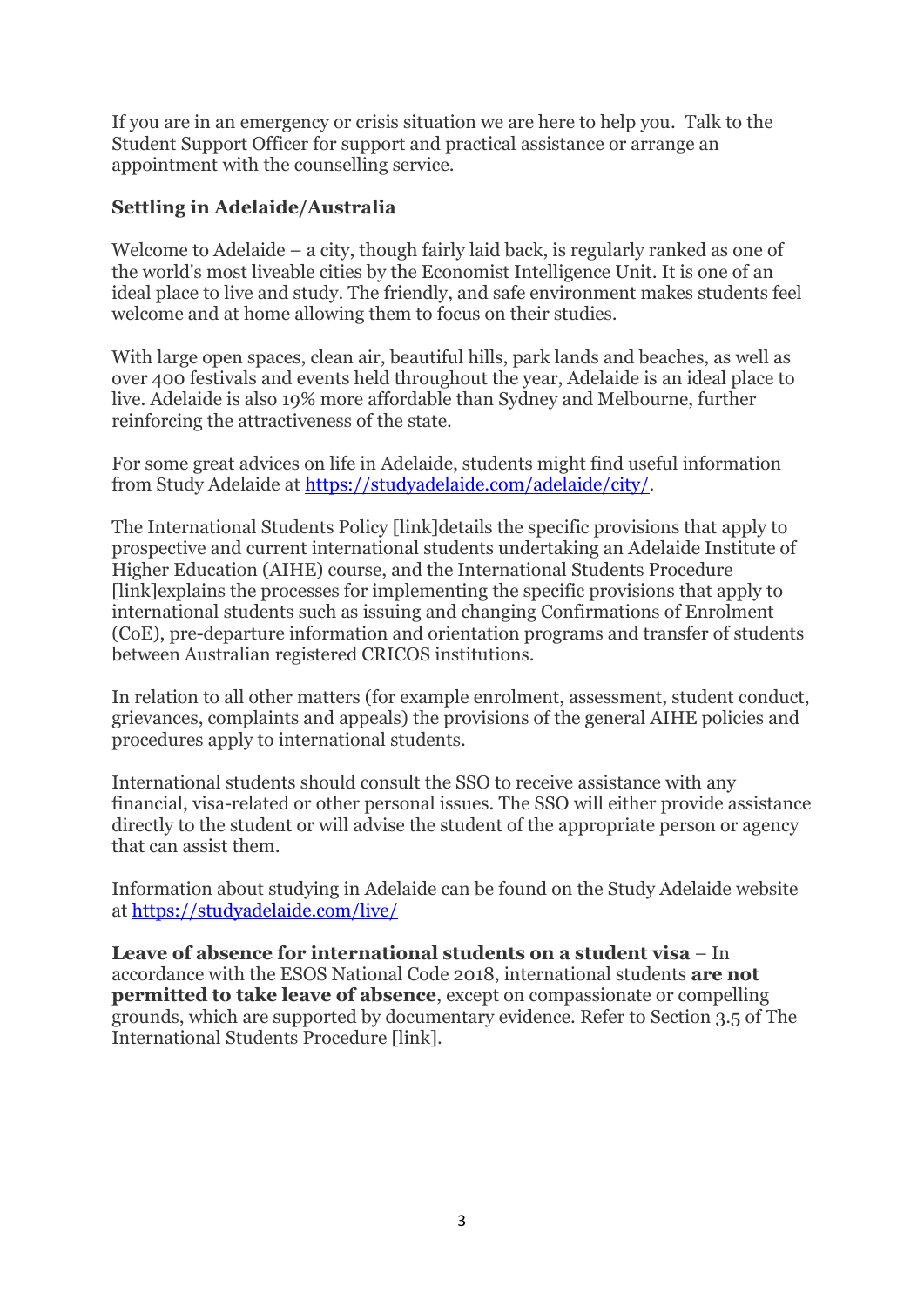If you are in an emergency or crisis situation we are here to help you. Talk to the Student Support Officer for support and practical assistance or arrange an appointment with the counselling service.

**Settling in Adelaide/Australia**

Welcome to Adelaide – a city, though fairly laid back, is regularly ranked as one of the world's most liveable cities by the Economist Intelligence Unit. It is one of an ideal place to live and study. The friendly, and safe environment makes students feel welcome and at home allowing them to focus on their studies.

With large open spaces, clean air, beautiful hills, park lands and beaches, as well as over 400 festivals and events held throughout the year, Adelaide is an ideal place to live. Adelaide is also 19% more affordable than Sydney and Melbourne, further reinforcing the attractiveness of the state.

For some great advices on life in Adelaide, students might find useful information from Study Adelaide at https://studyadelaide.com/adelaide/city/.

The International Students Policy [link]details the specific provisions that apply to prospective and current international students undertaking an Adelaide Institute of Higher Education (AIHE) course, and the International Students Procedure [link]explains the processes for implementing the specific provisions that apply to international students such as issuing and changing Confirmations of Enrolment (CoE), pre-departure information and orientation programs and transfer of students between Australian registered CRICOS institutions.

In relation to all other matters (for example enrolment, assessment, student conduct, grievances, complaints and appeals) the provisions of the general AIHE policies and procedures apply to international students.

International students should consult the SSO to receive assistance with any financial, visa-related or other personal issues. The SSO will either provide assistance directly to the student or will advise the student of the appropriate person or agency that can assist them.

Information about studying in Adelaide can be found on the Study Adelaide website at https://studyadelaide.com/live/

**Leave of absence for international students on a student visa** – In accordance with the ESOS National Code 2018, international students **are not permitted to take leave of absence**, except on compassionate or compelling grounds, which are supported by documentary evidence. Refer to Section 3.5 of The International Students Procedure [link].